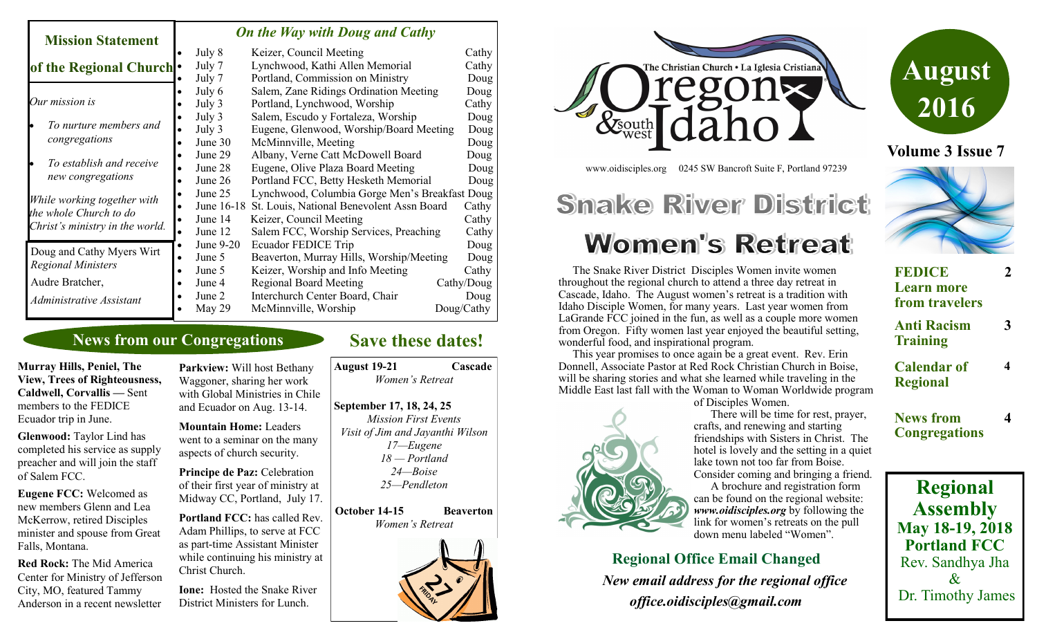## Mission Statement of the Regional Church

*Our mission is*

- *To nurture members and congregations*
- *To establish and receive new congregations*

*While working together with the whole Church to do Christ's ministry in the world.*

Doug and Cathy Myers Wirt
*Regional Ministers*

Audre Bratcher,
*Administrative Assistant*

## *On the Way with Doug and Cathy*

| | | |
|---|---|---|
| July 8 | Keizer, Council Meeting | Cathy |
| July 7 | Lynchwood, Kathi Allen Memorial | Cathy |
| July 7 | Portland, Commission on Ministry | Doug |
| July 6 | Salem, Zane Ridings Ordination Meeting | Doug |
| July 3 | Portland, Lynchwood, Worship | Cathy |
| July 3 | Salem, Escudo y Fortaleza, Worship | Doug |
| July 3 | Eugene, Glenwood, Worship/Board Meeting | Doug |
| June 30 | McMinnville, Meeting | Doug |
| June 29 | Albany, Verne Catt McDowell Board | Doug |
| June 28 | Eugene, Olive Plaza Board Meeting | Doug |
| June 26 | Portland FCC, Betty Hesketh Memorial | Doug |
| June 25 | Lynchwood, Columbia Gorge Men's Breakfast | Doug |
| June 16-18 | St. Louis, National Benevolent Assn Board | Cathy |
| June 14 | Keizer, Council Meeting | Cathy |
| June 12 | Salem FCC, Worship Services, Preaching | Cathy |
| June 9-20 | Ecuador FEDICE Trip | Doug |
| June 5 | Beaverton, Murray Hills, Worship/Meeting | Doug |
| June 5 | Keizer, Worship and Info Meeting | Cathy |
| June 4 | Regional Board Meeting | Cathy/Doug |
| June 2 | Interchurch Center Board, Chair | Doug |
| May 29 | McMinnville, Worship | Doug/Cathy |

## News from our Congregations

**Murray Hills, Peniel, The View, Trees of Righteousness, Caldwell, Corvallis —** Sent members to the FEDICE Ecuador trip in June.

**Glenwood:** Taylor Lind has completed his service as supply preacher and will join the staff of Salem FCC.

**Eugene FCC:** Welcomed as new members Glenn and Lea McKerrow, retired Disciples minister and spouse from Great Falls, Montana.

**Red Rock:** The Mid America Center for Ministry of Jefferson City, MO, featured Tammy Anderson in a recent newsletter

**Parkview:** Will host Bethany Waggoner, sharing her work with Global Ministries in Chile and Ecuador on Aug. 13-14.

**Mountain Home:** Leaders went to a seminar on the many aspects of church security.

**Principe de Paz:** Celebration of their first year of ministry at Midway CC, Portland, July 17.

**Portland FCC:** has called Rev. Adam Phillips, to serve at FCC as part-time Assistant Minister while continuing his ministry at Christ Church.

**Ione:** Hosted the Snake River District Ministers for Lunch.

## Save these dates!

**August 19-21** **Cascade**
*Women's Retreat*

**September 17, 18, 24, 25**
*Mission First Events*
*Visit of Jim and Jayanthi Wilson*
*17—Eugene*
*18 — Portland*
*24—Boise*
*25—Pendleton*

**October 14-15** **Beaverton**
*Women's Retreat*

The Christian Church • La Iglesia Cristiana
Oregon &southwest Idaho

www.oidisciples.org 0245 SW Bancroft Suite F, Portland 97239

# August 2016

**Volume 3 Issue 7**

| | |
|---|---|
| **FEDICE Learn more from travelers** | **2** |
| **Anti Racism Training** | **3** |
| **Calendar of Regional** | **4** |
| **News from Congregations** | **4** |

# Snake River District Women's Retreat

The Snake River District Disciples Women invite women throughout the regional church to attend a three day retreat in Cascade, Idaho. The August women's retreat is a tradition with Idaho Disciple Women, for many years. Last year women from LaGrande FCC joined in the fun, as well as a couple more women from Oregon. Fifty women last year enjoyed the beautiful setting, wonderful food, and inspirational program.

This year promises to once again be a great event. Rev. Erin Donnell, Associate Pastor at Red Rock Christian Church in Boise, will be sharing stories and what she learned while traveling in the Middle East last fall with the Woman to Woman Worldwide program of Disciples Women.

There will be time for rest, prayer, crafts, and renewing and starting friendships with Sisters in Christ. The hotel is lovely and the setting in a quiet lake town not too far from Boise. Consider coming and bringing a friend.

A brochure and registration form can be found on the regional website: ***www.oidisciples.org*** by following the link for women's retreats on the pull down menu labeled "Women".

**Regional Office Email Changed**

***New email address for the regional office***

***office.oidisciples@gmail.com***

**Regional Assembly**
**May 18-19, 2018**
**Portland FCC**
Rev. Sandhya Jha
&
Dr. Timothy James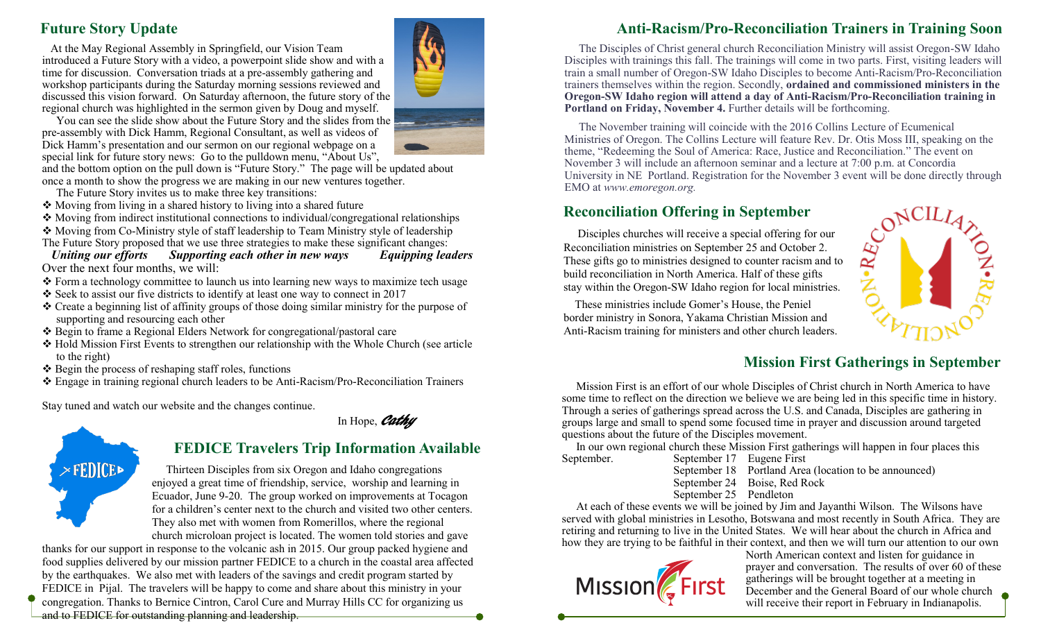## Future Story Update

At the May Regional Assembly in Springfield, our Vision Team introduced a Future Story with a video, a powerpoint slide show and with a time for discussion. Conversation triads at a pre-assembly gathering and workshop participants during the Saturday morning sessions reviewed and discussed this vision forward. On Saturday afternoon, the future story of the regional church was highlighted in the sermon given by Doug and myself.

You can see the slide show about the Future Story and the slides from the pre-assembly with Dick Hamm, Regional Consultant, as well as videos of Dick Hamm's presentation and our sermon on our regional webpage on a special link for future story news: Go to the pulldown menu, "About Us", and the bottom option on the pull down is "Future Story." The page will be updated about once a month to show the progress we are making in our new ventures together.

The Future Story invites us to make three key transitions:

- Moving from living in a shared history to living into a shared future
- Moving from indirect institutional connections to individual/congregational relationships
- Moving from Co-Ministry style of staff leadership to Team Ministry style of leadership

The Future Story proposed that we use three strategies to make these significant changes:

***Uniting our efforts*** ***Supporting each other in new ways*** ***Equipping leaders***

Over the next four months, we will:

- Form a technology committee to launch us into learning new ways to maximize tech usage
- Seek to assist our five districts to identify at least one way to connect in 2017
- Create a beginning list of affinity groups of those doing similar ministry for the purpose of supporting and resourcing each other
- Begin to frame a Regional Elders Network for congregational/pastoral care
- Hold Mission First Events to strengthen our relationship with the Whole Church (see article to the right)
- Begin the process of reshaping staff roles, functions
- Engage in training regional church leaders to be Anti-Racism/Pro-Reconciliation Trainers

Stay tuned and watch our website and the changes continue.

In Hope, *Cathy*

## FEDICE Travelers Trip Information Available

Thirteen Disciples from six Oregon and Idaho congregations enjoyed a great time of friendship, service, worship and learning in Ecuador, June 9-20. The group worked on improvements at Tocagon for a children's center next to the church and visited two other centers. They also met with women from Romerillos, where the regional church microloan project is located. The women told stories and gave thanks for our support in response to the volcanic ash in 2015. Our group packed hygiene and food supplies delivered by our mission partner FEDICE to a church in the coastal area affected by the earthquakes. We also met with leaders of the savings and credit program started by FEDICE in Pijal. The travelers will be happy to come and share about this ministry in your congregation. Thanks to Bernice Cintron, Carol Cure and Murray Hills CC for organizing us and to FEDICE for outstanding planning and leadership.

## Anti-Racism/Pro-Reconciliation Trainers in Training Soon

The Disciples of Christ general church Reconciliation Ministry will assist Oregon-SW Idaho Disciples with trainings this fall. The trainings will come in two parts. First, visiting leaders will train a small number of Oregon-SW Idaho Disciples to become Anti-Racism/Pro-Reconciliation trainers themselves within the region. Secondly, **ordained and commissioned ministers in the Oregon-SW Idaho region will attend a day of Anti-Racism/Pro-Reconciliation training in Portland on Friday, November 4.** Further details will be forthcoming.

The November training will coincide with the 2016 Collins Lecture of Ecumenical Ministries of Oregon. The Collins Lecture will feature Rev. Dr. Otis Moss III, speaking on the theme, "Redeeming the Soul of America: Race, Justice and Reconciliation." The event on November 3 will include an afternoon seminar and a lecture at 7:00 p.m. at Concordia University in NE Portland. Registration for the November 3 event will be done directly through EMO at *www.emoregon.org.*

## Reconciliation Offering in September

Disciples churches will receive a special offering for our Reconciliation ministries on September 25 and October 2. These gifts go to ministries designed to counter racism and to build reconciliation in North America. Half of these gifts stay within the Oregon-SW Idaho region for local ministries.

These ministries include Gomer's House, the Peniel border ministry in Sonora, Yakama Christian Mission and Anti-Racism training for ministers and other church leaders.

## Mission First Gatherings in September

Mission First is an effort of our whole Disciples of Christ church in North America to have some time to reflect on the direction we believe we are being led in this specific time in history. Through a series of gatherings spread across the U.S. and Canada, Disciples are gathering in groups large and small to spend some focused time in prayer and discussion around targeted questions about the future of the Disciples movement.

In our own regional church these Mission First gatherings will happen in four places this September.

September 17 Eugene First
September 18 Portland Area (location to be announced)
September 24 Boise, Red Rock
September 25 Pendleton

At each of these events we will be joined by Jim and Jayanthi Wilson. The Wilsons have served with global ministries in Lesotho, Botswana and most recently in South Africa. They are retiring and returning to live in the United States. We will hear about the church in Africa and how they are trying to be faithful in their context, and then we will turn our attention to our own North American context and listen for guidance in prayer and conversation. The results of over 60 of these gatherings will be brought together at a meeting in December and the General Board of our whole church will receive their report in February in Indianapolis.